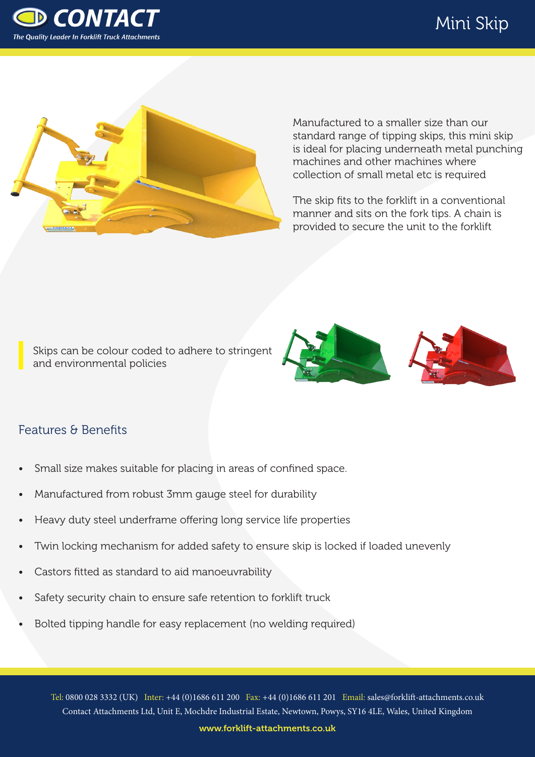# Mini Skip

Manufactured to a smaller size than our standard range of tipping skips, this mini skip is ideal for placing underneath metal punching machines and other machines where collection of small metal etc is required

The skip fits to the forklift in a conventional manner and sits on the fork tips. A chain is provided to secure the unit to the forklift

Skips can be colour coded to adhere to stringent and environmental policies

## Features & Benefits

- Small size makes suitable for placing in areas of confined space.
- Manufactured from robust 3mm gauge steel for durability
- Heavy duty steel underframe offering long service life properties
- Twin locking mechanism for added safety to ensure skip is locked if loaded unevenly
- Castors fitted as standard to aid manoeuvrability
- Safety security chain to ensure safe retention to forklift truck
- Bolted tipping handle for easy replacement (no welding required)

Tel: 0800 028 3332 (UK) Inter: +44 (0)1686 611 200 Fax: +44 (0)1686 611 201 Email: sales@forklift-attachments.co.uk
Contact Attachments Ltd, Unit E, Mochdre Industrial Estate, Newtown, Powys, SY16 4LE, Wales, United Kingdom

www.forklift-attachments.co.uk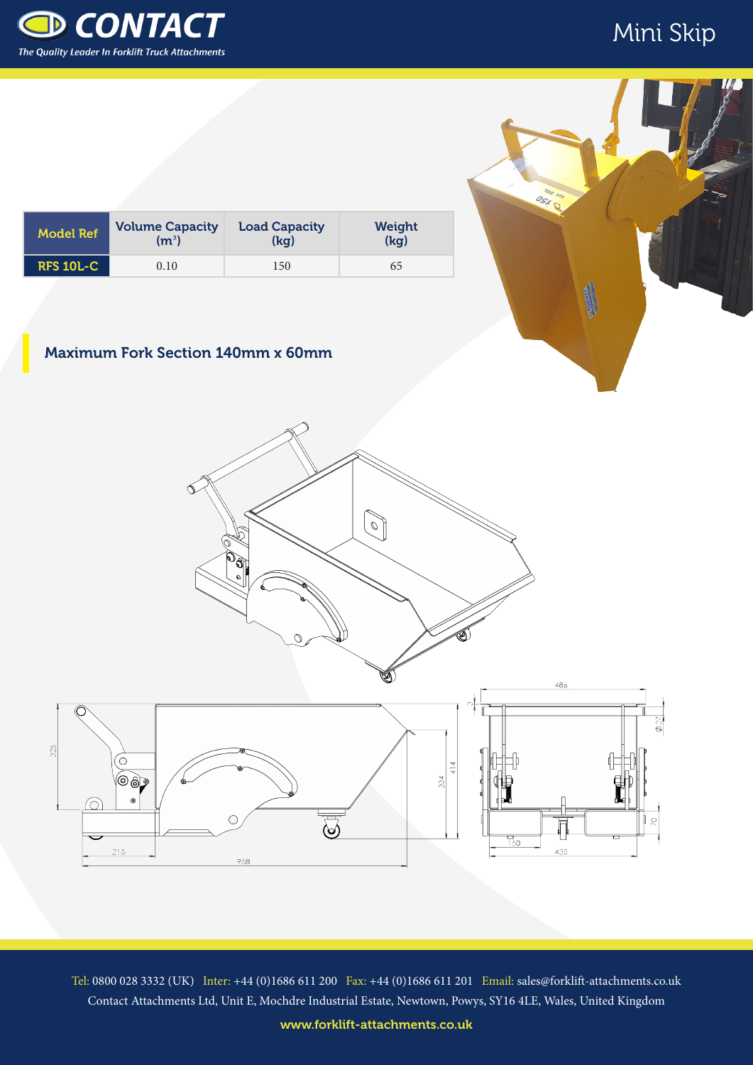# Mini Skip

| Model Ref | Volume Capacity ($m^3$) | Load Capacity (kg) | Weight (kg) |
|---|---|---|---|
| RFS 10L-C | 0.10 | 150 | 65 |

## Maximum Fork Section 140mm x 60mm

325

215

958

334

414

486

3

Ø 27

70

150

435

Tel: 0800 028 3332 (UK) Inter: +44 (0)1686 611 200 Fax: +44 (0)1686 611 201 Email: sales@forklift-attachments.co.uk
Contact Attachments Ltd, Unit E, Mochdre Industrial Estate, Newtown, Powys, SY16 4LE, Wales, United Kingdom

www.forklift-attachments.co.uk